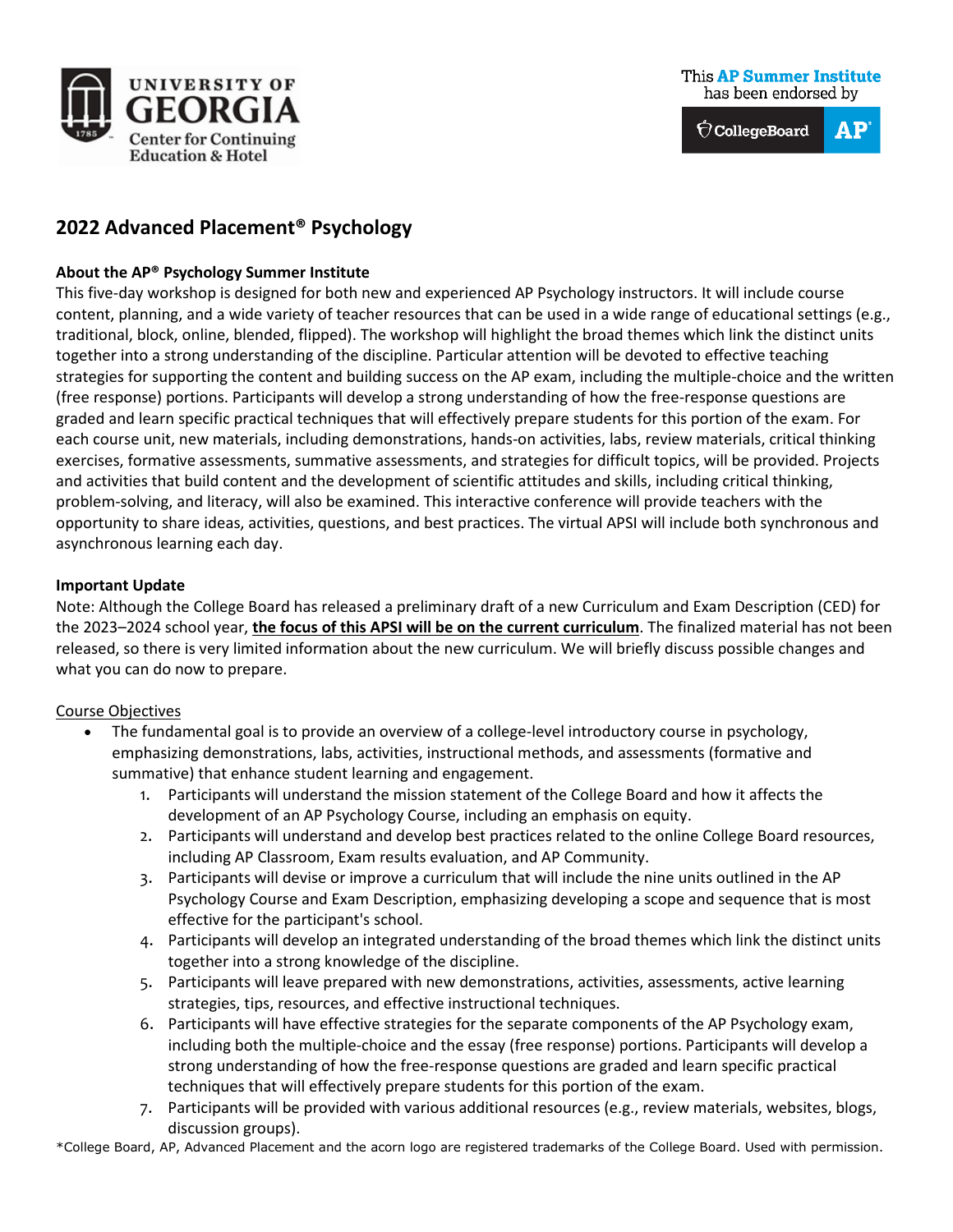UNIVERSITY OF GEORGIA Center for Continuing Education & Hotel

This AP Summer Institute has been endorsed by CollegeBoard AP

# 2022 Advanced Placement® Psychology

**About the AP® Psychology Summer Institute**

This five-day workshop is designed for both new and experienced AP Psychology instructors. It will include course content, planning, and a wide variety of teacher resources that can be used in a wide range of educational settings (e.g., traditional, block, online, blended, flipped). The workshop will highlight the broad themes which link the distinct units together into a strong understanding of the discipline. Particular attention will be devoted to effective teaching strategies for supporting the content and building success on the AP exam, including the multiple-choice and the written (free response) portions. Participants will develop a strong understanding of how the free-response questions are graded and learn specific practical techniques that will effectively prepare students for this portion of the exam. For each course unit, new materials, including demonstrations, hands-on activities, labs, review materials, critical thinking exercises, formative assessments, summative assessments, and strategies for difficult topics, will be provided. Projects and activities that build content and the development of scientific attitudes and skills, including critical thinking, problem-solving, and literacy, will also be examined. This interactive conference will provide teachers with the opportunity to share ideas, activities, questions, and best practices. The virtual APSI will include both synchronous and asynchronous learning each day.

**Important Update**

Note: Although the College Board has released a preliminary draft of a new Curriculum and Exam Description (CED) for the 2023–2024 school year, **the focus of this APSI will be on the current curriculum**. The finalized material has not been released, so there is very limited information about the new curriculum. We will briefly discuss possible changes and what you can do now to prepare.

Course Objectives

- The fundamental goal is to provide an overview of a college-level introductory course in psychology, emphasizing demonstrations, labs, activities, instructional methods, and assessments (formative and summative) that enhance student learning and engagement.
    1. Participants will understand the mission statement of the College Board and how it affects the development of an AP Psychology Course, including an emphasis on equity.
    2. Participants will understand and develop best practices related to the online College Board resources, including AP Classroom, Exam results evaluation, and AP Community.
    3. Participants will devise or improve a curriculum that will include the nine units outlined in the AP Psychology Course and Exam Description, emphasizing developing a scope and sequence that is most effective for the participant's school.
    4. Participants will develop an integrated understanding of the broad themes which link the distinct units together into a strong knowledge of the discipline.
    5. Participants will leave prepared with new demonstrations, activities, assessments, active learning strategies, tips, resources, and effective instructional techniques.
    6. Participants will have effective strategies for the separate components of the AP Psychology exam, including both the multiple-choice and the essay (free response) portions. Participants will develop a strong understanding of how the free-response questions are graded and learn specific practical techniques that will effectively prepare students for this portion of the exam.
    7. Participants will be provided with various additional resources (e.g., review materials, websites, blogs, discussion groups).

*College Board, AP, Advanced Placement and the acorn logo are registered trademarks of the College Board. Used with permission.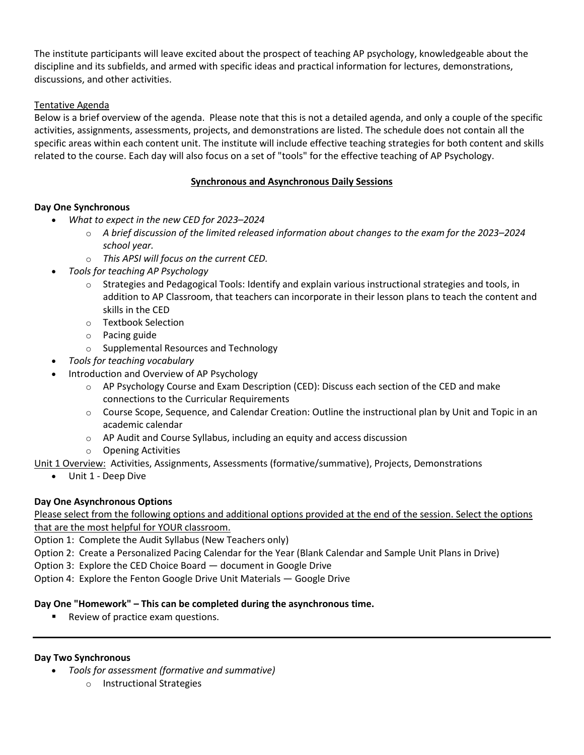The institute participants will leave excited about the prospect of teaching AP psychology, knowledgeable about the discipline and its subfields, and armed with specific ideas and practical information for lectures, demonstrations, discussions, and other activities.

<u>Tentative Agenda</u>

Below is a brief overview of the agenda. Please note that this is not a detailed agenda, and only a couple of the specific activities, assignments, assessments, projects, and demonstrations are listed. The schedule does not contain all the specific areas within each content unit. The institute will include effective teaching strategies for both content and skills related to the course. Each day will also focus on a set of "tools" for the effective teaching of AP Psychology.

**<u>Synchronous and Asynchronous Daily Sessions</u>**

**Day One Synchronous**

- *What to expect in the new CED for 2023–2024*
  - *A brief discussion of the limited released information about changes to the exam for the 2023–2024 school year.*
  - *This APSI will focus on the current CED.*
- *Tools for teaching AP Psychology*
  - Strategies and Pedagogical Tools: Identify and explain various instructional strategies and tools, in addition to AP Classroom, that teachers can incorporate in their lesson plans to teach the content and skills in the CED
  - Textbook Selection
  - Pacing guide
  - Supplemental Resources and Technology
- *Tools for teaching vocabulary*
- Introduction and Overview of AP Psychology
  - AP Psychology Course and Exam Description (CED): Discuss each section of the CED and make connections to the Curricular Requirements
  - Course Scope, Sequence, and Calendar Creation: Outline the instructional plan by Unit and Topic in an academic calendar
  - AP Audit and Course Syllabus, including an equity and access discussion
  - Opening Activities

<u>Unit 1 Overview:</u> Activities, Assignments, Assessments (formative/summative), Projects, Demonstrations

- Unit 1 - Deep Dive

**Day One Asynchronous Options**

<u>Please select from the following options and additional options provided at the end of the session. Select the options that are the most helpful for YOUR classroom.</u>

Option 1: Complete the Audit Syllabus (New Teachers only)

Option 2: Create a Personalized Pacing Calendar for the Year (Blank Calendar and Sample Unit Plans in Drive)

Option 3: Explore the CED Choice Board — document in Google Drive

Option 4: Explore the Fenton Google Drive Unit Materials — Google Drive

**Day One "Homework" – This can be completed during the asynchronous time.**

- Review of practice exam questions.

---

**Day Two Synchronous**

- *Tools for assessment (formative and summative)*
  - Instructional Strategies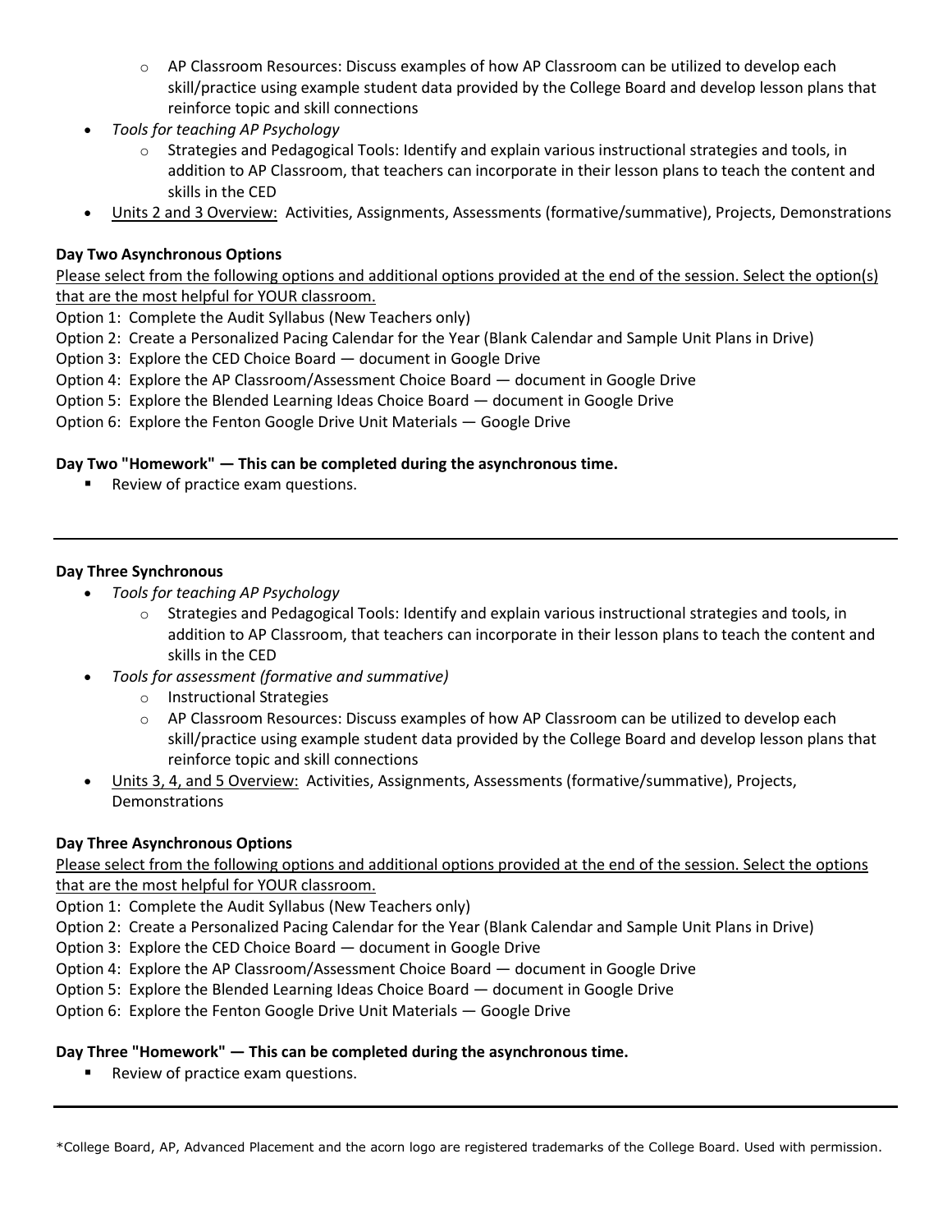- AP Classroom Resources: Discuss examples of how AP Classroom can be utilized to develop each skill/practice using example student data provided by the College Board and develop lesson plans that reinforce topic and skill connections
- *Tools for teaching AP Psychology*
    - Strategies and Pedagogical Tools: Identify and explain various instructional strategies and tools, in addition to AP Classroom, that teachers can incorporate in their lesson plans to teach the content and skills in the CED
- <u>Units 2 and 3 Overview:</u> Activities, Assignments, Assessments (formative/summative), Projects, Demonstrations

**Day Two Asynchronous Options**

<u>Please select from the following options and additional options provided at the end of the session. Select the option(s) that are the most helpful for YOUR classroom.</u>

Option 1: Complete the Audit Syllabus (New Teachers only)
Option 2: Create a Personalized Pacing Calendar for the Year (Blank Calendar and Sample Unit Plans in Drive)
Option 3: Explore the CED Choice Board — document in Google Drive
Option 4: Explore the AP Classroom/Assessment Choice Board — document in Google Drive
Option 5: Explore the Blended Learning Ideas Choice Board — document in Google Drive
Option 6: Explore the Fenton Google Drive Unit Materials — Google Drive

**Day Two "Homework" — This can be completed during the asynchronous time.**

- Review of practice exam questions.

---

**Day Three Synchronous**

- *Tools for teaching AP Psychology*
    - Strategies and Pedagogical Tools: Identify and explain various instructional strategies and tools, in addition to AP Classroom, that teachers can incorporate in their lesson plans to teach the content and skills in the CED
- *Tools for assessment (formative and summative)*
    - Instructional Strategies
    - AP Classroom Resources: Discuss examples of how AP Classroom can be utilized to develop each skill/practice using example student data provided by the College Board and develop lesson plans that reinforce topic and skill connections
- <u>Units 3, 4, and 5 Overview:</u> Activities, Assignments, Assessments (formative/summative), Projects, Demonstrations

**Day Three Asynchronous Options**

<u>Please select from the following options and additional options provided at the end of the session. Select the options that are the most helpful for YOUR classroom.</u>

Option 1: Complete the Audit Syllabus (New Teachers only)
Option 2: Create a Personalized Pacing Calendar for the Year (Blank Calendar and Sample Unit Plans in Drive)
Option 3: Explore the CED Choice Board — document in Google Drive
Option 4: Explore the AP Classroom/Assessment Choice Board — document in Google Drive
Option 5: Explore the Blended Learning Ideas Choice Board — document in Google Drive
Option 6: Explore the Fenton Google Drive Unit Materials — Google Drive

**Day Three "Homework" — This can be completed during the asynchronous time.**

- Review of practice exam questions.

---

*College Board, AP, Advanced Placement and the acorn logo are registered trademarks of the College Board. Used with permission.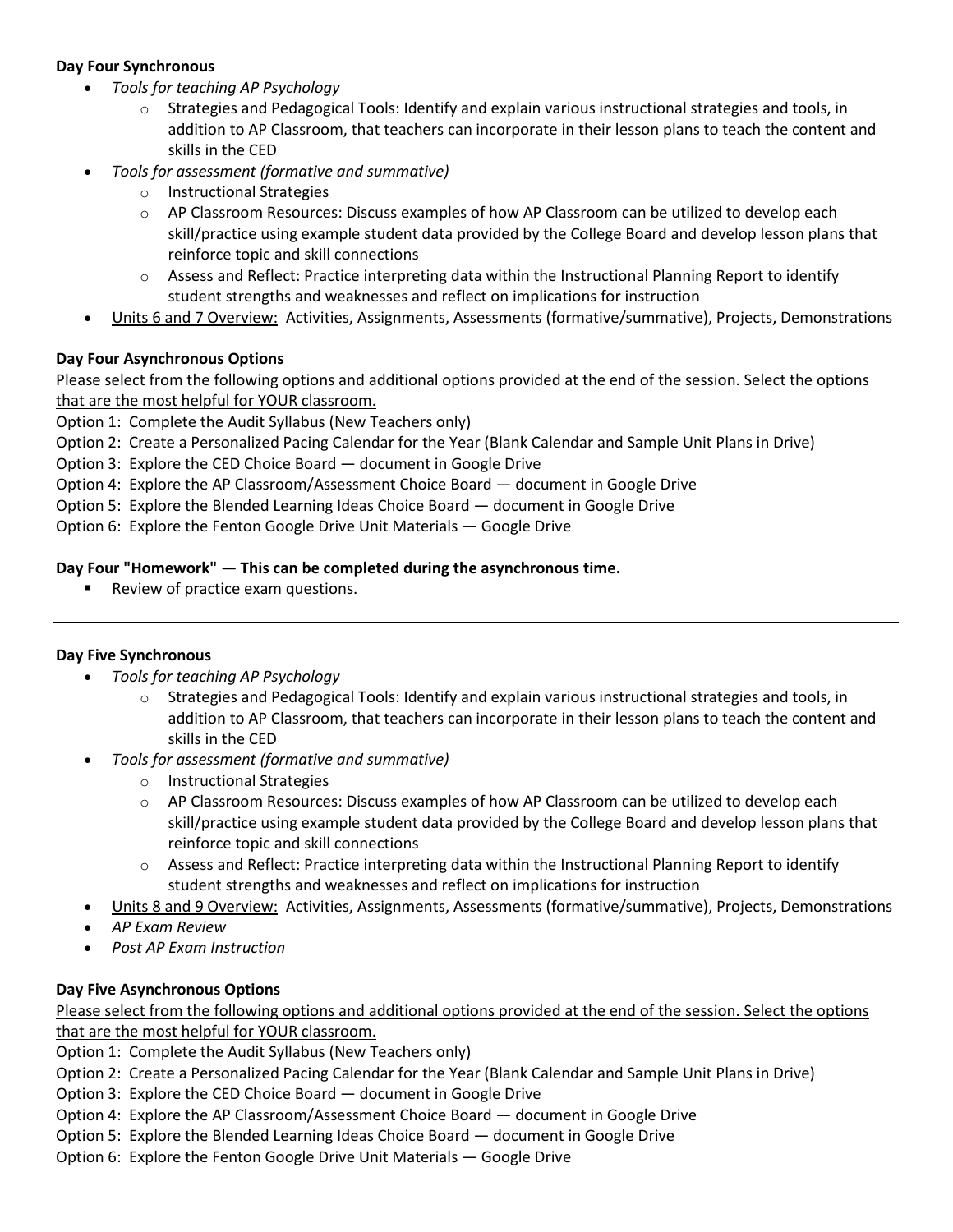**Day Four Synchronous**

- *Tools for teaching AP Psychology*
  - Strategies and Pedagogical Tools: Identify and explain various instructional strategies and tools, in addition to AP Classroom, that teachers can incorporate in their lesson plans to teach the content and skills in the CED
- *Tools for assessment (formative and summative)*
  - Instructional Strategies
  - AP Classroom Resources: Discuss examples of how AP Classroom can be utilized to develop each skill/practice using example student data provided by the College Board and develop lesson plans that reinforce topic and skill connections
  - Assess and Reflect: Practice interpreting data within the Instructional Planning Report to identify student strengths and weaknesses and reflect on implications for instruction
- <u>Units 6 and 7 Overview:</u> Activities, Assignments, Assessments (formative/summative), Projects, Demonstrations

**Day Four Asynchronous Options**

<u>Please select from the following options and additional options provided at the end of the session. Select the options that are the most helpful for YOUR classroom.</u>

Option 1: Complete the Audit Syllabus (New Teachers only)
Option 2: Create a Personalized Pacing Calendar for the Year (Blank Calendar and Sample Unit Plans in Drive)
Option 3: Explore the CED Choice Board — document in Google Drive
Option 4: Explore the AP Classroom/Assessment Choice Board — document in Google Drive
Option 5: Explore the Blended Learning Ideas Choice Board — document in Google Drive
Option 6: Explore the Fenton Google Drive Unit Materials — Google Drive

**Day Four "Homework" — This can be completed during the asynchronous time.**

- Review of practice exam questions.

---

**Day Five Synchronous**

- *Tools for teaching AP Psychology*
  - Strategies and Pedagogical Tools: Identify and explain various instructional strategies and tools, in addition to AP Classroom, that teachers can incorporate in their lesson plans to teach the content and skills in the CED
- *Tools for assessment (formative and summative)*
  - Instructional Strategies
  - AP Classroom Resources: Discuss examples of how AP Classroom can be utilized to develop each skill/practice using example student data provided by the College Board and develop lesson plans that reinforce topic and skill connections
  - Assess and Reflect: Practice interpreting data within the Instructional Planning Report to identify student strengths and weaknesses and reflect on implications for instruction
- <u>Units 8 and 9 Overview:</u> Activities, Assignments, Assessments (formative/summative), Projects, Demonstrations
- *AP Exam Review*
- *Post AP Exam Instruction*

**Day Five Asynchronous Options**

<u>Please select from the following options and additional options provided at the end of the session. Select the options that are the most helpful for YOUR classroom.</u>

Option 1: Complete the Audit Syllabus (New Teachers only)
Option 2: Create a Personalized Pacing Calendar for the Year (Blank Calendar and Sample Unit Plans in Drive)
Option 3: Explore the CED Choice Board — document in Google Drive
Option 4: Explore the AP Classroom/Assessment Choice Board — document in Google Drive
Option 5: Explore the Blended Learning Ideas Choice Board — document in Google Drive
Option 6: Explore the Fenton Google Drive Unit Materials — Google Drive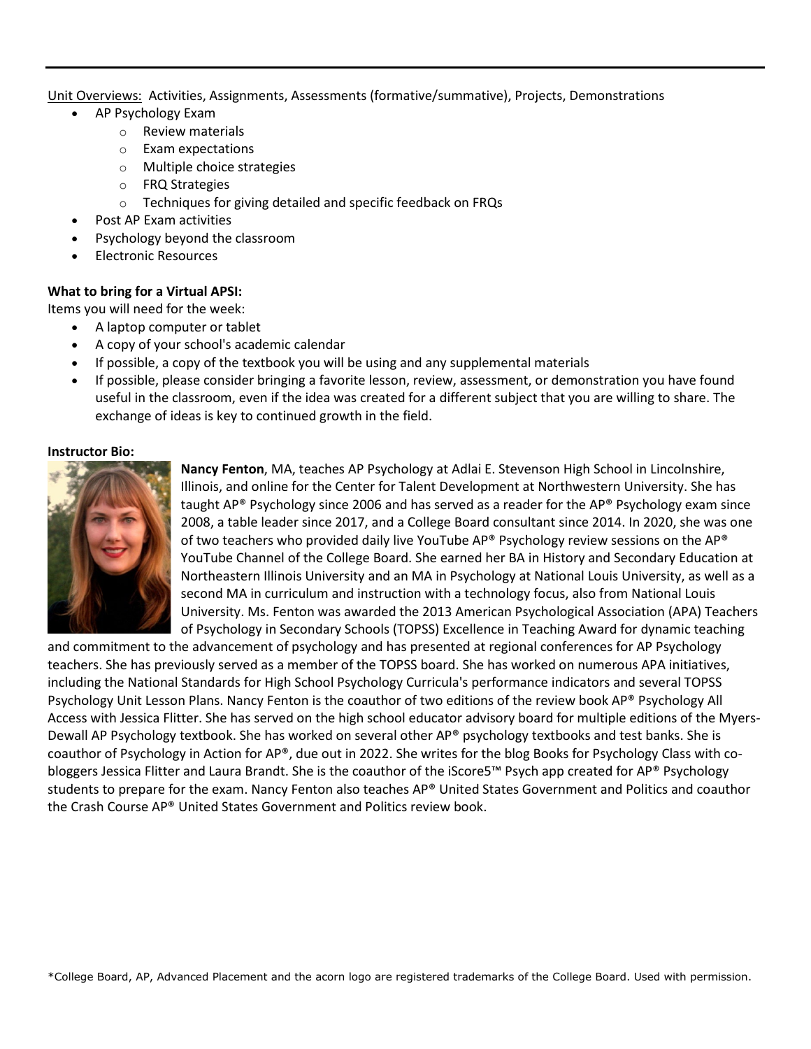Unit Overviews: Activities, Assignments, Assessments (formative/summative), Projects, Demonstrations

- AP Psychology Exam
  - Review materials
  - Exam expectations
  - Multiple choice strategies
  - FRQ Strategies
  - Techniques for giving detailed and specific feedback on FRQs
- Post AP Exam activities
- Psychology beyond the classroom
- Electronic Resources

**What to bring for a Virtual APSI:**

Items you will need for the week:

- A laptop computer or tablet
- A copy of your school's academic calendar
- If possible, a copy of the textbook you will be using and any supplemental materials
- If possible, please consider bringing a favorite lesson, review, assessment, or demonstration you have found useful in the classroom, even if the idea was created for a different subject that you are willing to share. The exchange of ideas is key to continued growth in the field.

**Instructor Bio:**

**Nancy Fenton**, MA, teaches AP Psychology at Adlai E. Stevenson High School in Lincolnshire, Illinois, and online for the Center for Talent Development at Northwestern University. She has taught AP® Psychology since 2006 and has served as a reader for the AP® Psychology exam since 2008, a table leader since 2017, and a College Board consultant since 2014. In 2020, she was one of two teachers who provided daily live YouTube AP® Psychology review sessions on the AP® YouTube Channel of the College Board. She earned her BA in History and Secondary Education at Northeastern Illinois University and an MA in Psychology at National Louis University, as well as a second MA in curriculum and instruction with a technology focus, also from National Louis University. Ms. Fenton was awarded the 2013 American Psychological Association (APA) Teachers of Psychology in Secondary Schools (TOPSS) Excellence in Teaching Award for dynamic teaching and commitment to the advancement of psychology and has presented at regional conferences for AP Psychology teachers. She has previously served as a member of the TOPSS board. She has worked on numerous APA initiatives, including the National Standards for High School Psychology Curricula's performance indicators and several TOPSS Psychology Unit Lesson Plans. Nancy Fenton is the coauthor of two editions of the review book AP® Psychology All Access with Jessica Flitter. She has served on the high school educator advisory board for multiple editions of the Myers-Dewall AP Psychology textbook. She has worked on several other AP® psychology textbooks and test banks. She is coauthor of Psychology in Action for AP®, due out in 2022. She writes for the blog Books for Psychology Class with co-bloggers Jessica Flitter and Laura Brandt. She is the coauthor of the iScore5™ Psych app created for AP® Psychology students to prepare for the exam. Nancy Fenton also teaches AP® United States Government and Politics and coauthor the Crash Course AP® United States Government and Politics review book.

*College Board, AP, Advanced Placement and the acorn logo are registered trademarks of the College Board. Used with permission.